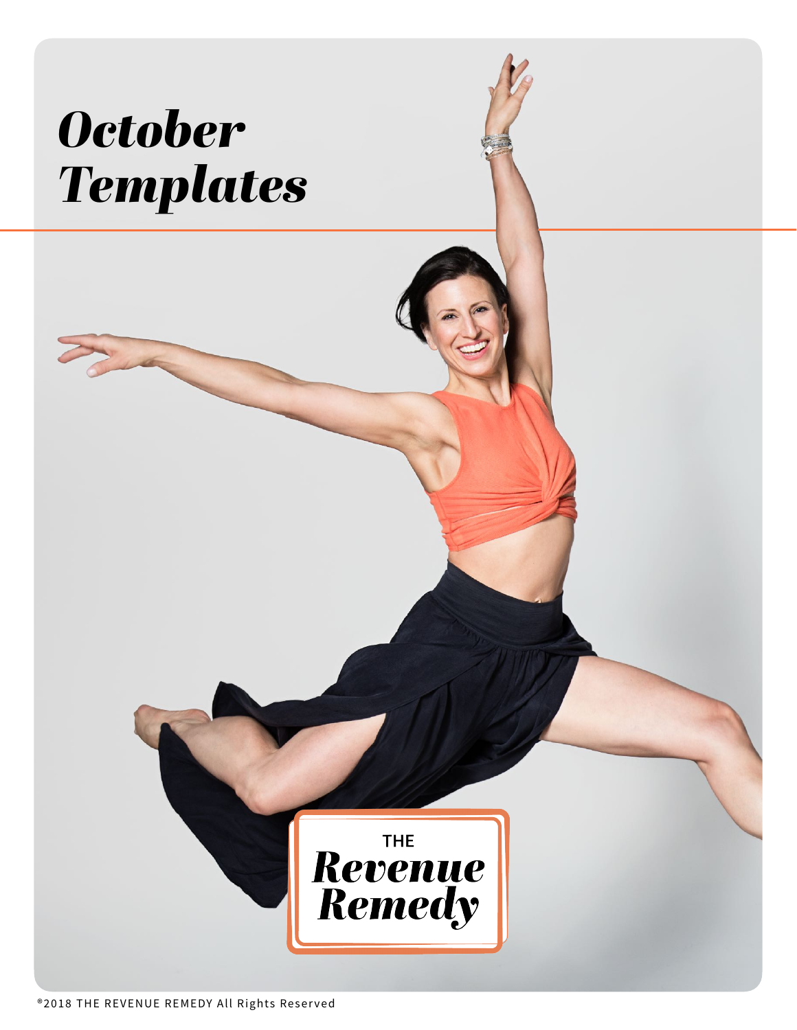# *October Templates*

THE
***Revenue Remedy***

®2018 THE REVENUE REMEDY All Rights Reserved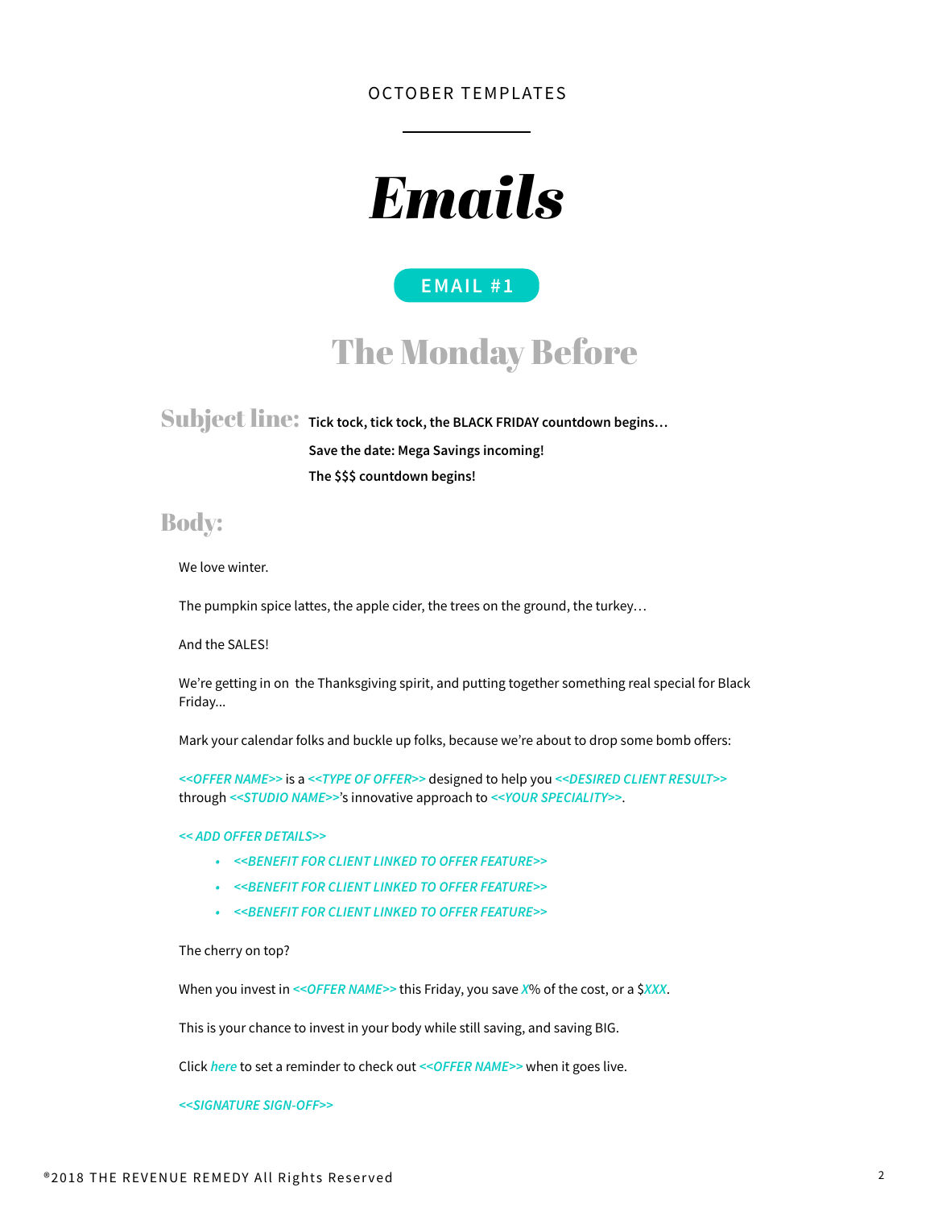OCTOBER TEMPLATES

# *Emails*

**EMAIL #1**

## The Monday Before

**Subject line:** **Tick tock, tick tock, the BLACK FRIDAY countdown begins…**

**Save the date: Mega Savings incoming!**

**The $$$ countdown begins!**

**Body:**

We love winter.

The pumpkin spice lattes, the apple cider, the trees on the ground, the turkey…

And the SALES!

We're getting in on  the Thanksgiving spirit, and putting together something real special for Black Friday...

Mark your calendar folks and buckle up folks, because we're about to drop some bomb offers:

*<<OFFER NAME>>* is a *<<TYPE OF OFFER>>* designed to help you *<<DESIRED CLIENT RESULT>>* through *<<STUDIO NAME>>*'s innovative approach to *<<YOUR SPECIALITY>>*.

*<< ADD OFFER DETAILS>>*

- *<<BENEFIT FOR CLIENT LINKED TO OFFER FEATURE>>*
- *<<BENEFIT FOR CLIENT LINKED TO OFFER FEATURE>>*
- *<<BENEFIT FOR CLIENT LINKED TO OFFER FEATURE>>*

The cherry on top?

When you invest in *<<OFFER NAME>>* this Friday, you save *X*% of the cost, or a $*XXX*.

This is your chance to invest in your body while still saving, and saving BIG.

Click *here* to set a reminder to check out *<<OFFER NAME>>* when it goes live.

*<<SIGNATURE SIGN-OFF>>*

®2018 THE REVENUE REMEDY All Rights Reserved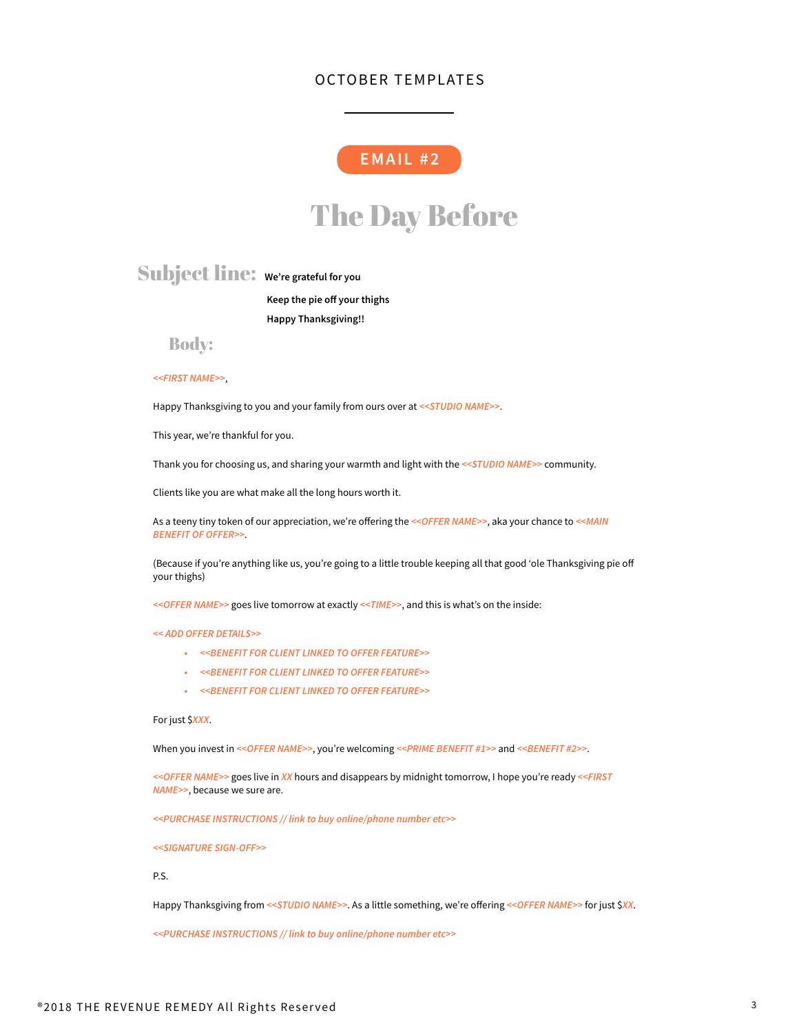OCTOBER TEMPLATES

**EMAIL #2**

# The Day Before

## Subject line:

**We're grateful for you**

**Keep the pie off your thighs**

**Happy Thanksgiving!!**

## Body:

*<<FIRST NAME>>*,

Happy Thanksgiving to you and your family from ours over at *<<STUDIO NAME>>*.

This year, we're thankful for you.

Thank you for choosing us, and sharing your warmth and light with the *<<STUDIO NAME>>* community.

Clients like you are what make all the long hours worth it.

As a teeny tiny token of our appreciation, we're offering the *<<OFFER NAME>>*, aka your chance to *<<MAIN BENEFIT OF OFFER>>*.

(Because if you're anything like us, you're going to a little trouble keeping all that good 'ole Thanksgiving pie off your thighs)

*<<OFFER NAME>>* goes live tomorrow at exactly *<<TIME>>*, and this is what's on the inside:

*<< ADD OFFER DETAILS>>*

- *<<BENEFIT FOR CLIENT LINKED TO OFFER FEATURE>>*
- *<<BENEFIT FOR CLIENT LINKED TO OFFER FEATURE>>*
- *<<BENEFIT FOR CLIENT LINKED TO OFFER FEATURE>>*

For just $*XXX*.

When you invest in *<<OFFER NAME>>*, you're welcoming *<<PRIME BENEFIT #1>>* and *<<BENEFIT #2>>*.

*<<OFFER NAME>>* goes live in *XX* hours and disappears by midnight tomorrow, I hope you're ready *<<FIRST NAME>>*, because we sure are.

*<<PURCHASE INSTRUCTIONS // link to buy online/phone number etc>>*

*<<SIGNATURE SIGN-OFF>>*

P.S.

Happy Thanksgiving from *<<STUDIO NAME>>*. As a little something, we're offering *<<OFFER NAME>>* for just $*XX*.

*<<PURCHASE INSTRUCTIONS // link to buy online/phone number etc>>*

®2018 THE REVENUE REMEDY All Rights Reserved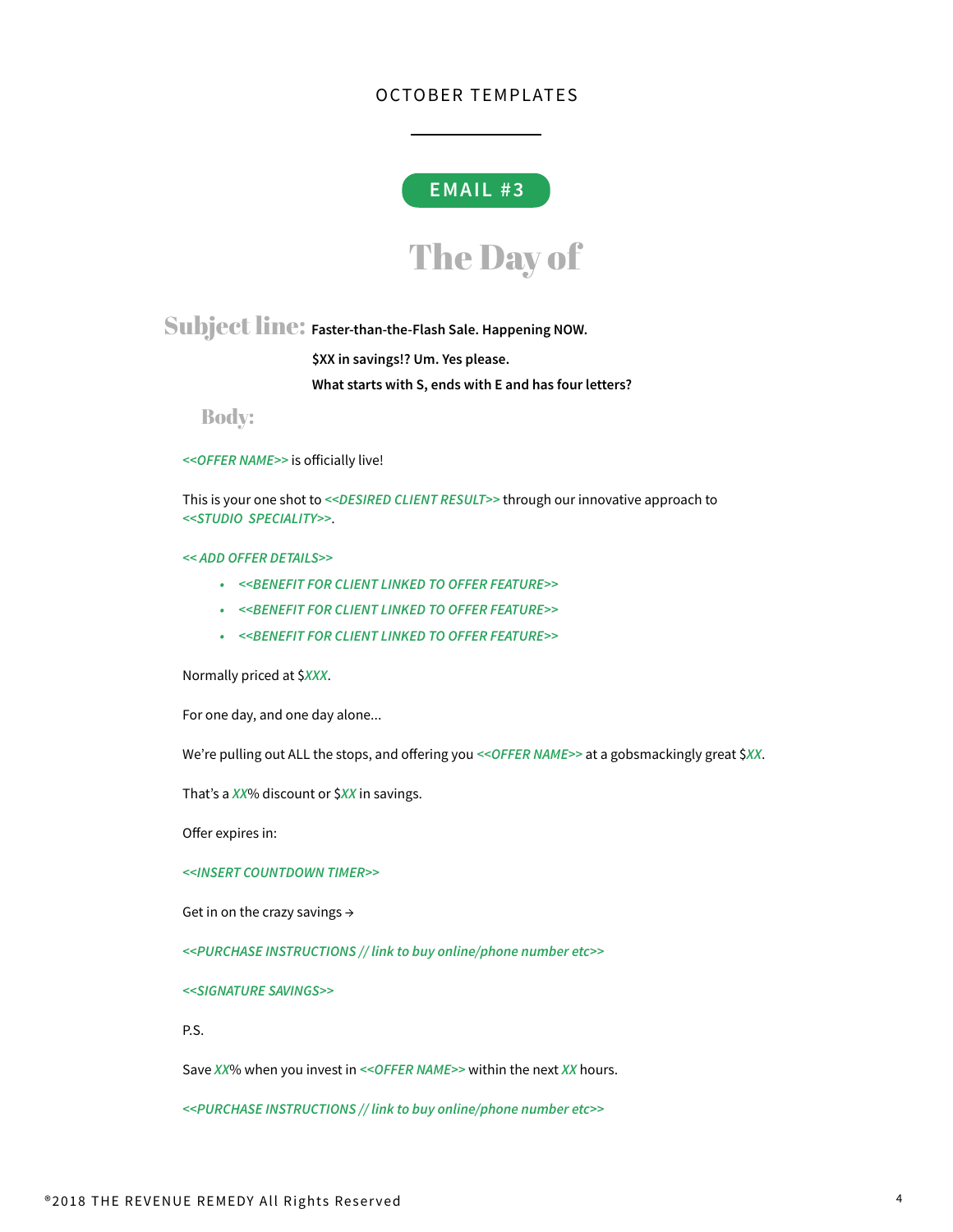OCTOBER TEMPLATES

**EMAIL #3**

# The Day of

**Subject line:** **Faster-than-the-Flash Sale. Happening NOW.**

**$XX in savings!? Um. Yes please.**

**What starts with S, ends with E and has four letters?**

**Body:**

*<<OFFER NAME>>* is officially live!

This is your one shot to *<<DESIRED CLIENT RESULT>>* through our innovative approach to *<<STUDIO SPECIALITY>>*.

*<< ADD OFFER DETAILS>>*

- *<<BENEFIT FOR CLIENT LINKED TO OFFER FEATURE>>*
- *<<BENEFIT FOR CLIENT LINKED TO OFFER FEATURE>>*
- *<<BENEFIT FOR CLIENT LINKED TO OFFER FEATURE>>*

Normally priced at $*XXX*.

For one day, and one day alone...

We're pulling out ALL the stops, and offering you *<<OFFER NAME>>* at a gobsmackingly great $*XX*.

That's a *XX*% discount or $*XX* in savings.

Offer expires in:

*<<INSERT COUNTDOWN TIMER>>*

Get in on the crazy savings →

*<<PURCHASE INSTRUCTIONS // link to buy online/phone number etc>>*

*<<SIGNATURE SAVINGS>>*

P.S.

Save *XX*% when you invest in *<<OFFER NAME>>* within the next *XX* hours.

*<<PURCHASE INSTRUCTIONS // link to buy online/phone number etc>>*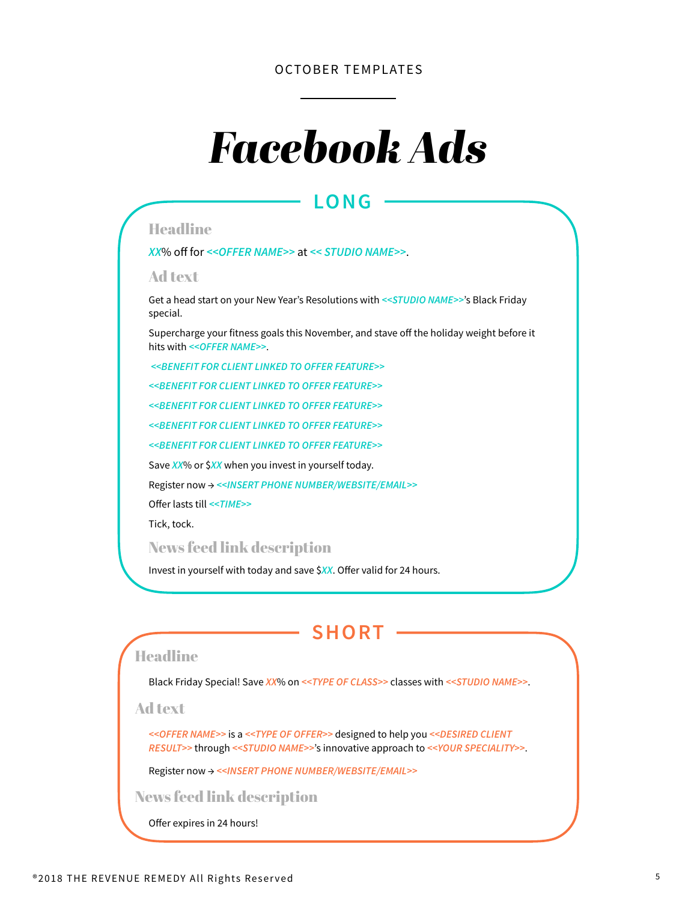OCTOBER TEMPLATES

# *Facebook Ads*

## LONG

### Headline

*XX*% off for *<<OFFER NAME>>* at *<< STUDIO NAME>>*.

### Ad text

Get a head start on your New Year's Resolutions with *<<STUDIO NAME>>*'s Black Friday special.

Supercharge your fitness goals this November, and stave off the holiday weight before it hits with *<<OFFER NAME>>*.

*<<BENEFIT FOR CLIENT LINKED TO OFFER FEATURE>>*

*<<BENEFIT FOR CLIENT LINKED TO OFFER FEATURE>>*

*<<BENEFIT FOR CLIENT LINKED TO OFFER FEATURE>>*

*<<BENEFIT FOR CLIENT LINKED TO OFFER FEATURE>>*

*<<BENEFIT FOR CLIENT LINKED TO OFFER FEATURE>>*

Save *XX*% or $*XX* when you invest in yourself today.

Register now → *<<INSERT PHONE NUMBER/WEBSITE/EMAIL>>*

Offer lasts till *<<TIME>>*

Tick, tock.

### News feed link description

Invest in yourself with today and save $*XX*. Offer valid for 24 hours.

## SHORT

### Headline

Black Friday Special! Save *XX*% on *<<TYPE OF CLASS>>* classes with *<<STUDIO NAME>>*.

### Ad text

*<<OFFER NAME>>* is a *<<TYPE OF OFFER>>* designed to help you *<<DESIRED CLIENT RESULT>>* through *<<STUDIO NAME>>*'s innovative approach to *<<YOUR SPECIALITY>>*.

Register now → *<<INSERT PHONE NUMBER/WEBSITE/EMAIL>>*

### News feed link description

Offer expires in 24 hours!

®2018 THE REVENUE REMEDY All Rights Reserved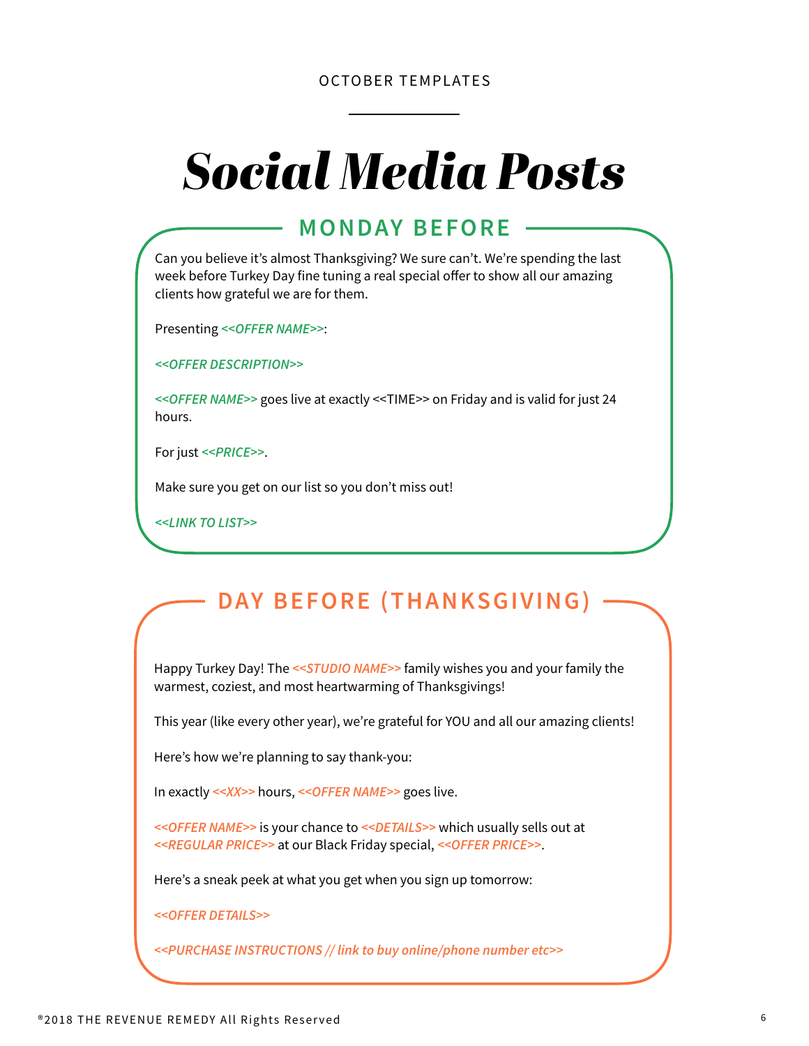OCTOBER TEMPLATES

# *Social Media Posts*

## MONDAY BEFORE

Can you believe it's almost Thanksgiving? We sure can't. We're spending the last week before Turkey Day fine tuning a real special offer to show all our amazing clients how grateful we are for them.

Presenting ***<<OFFER NAME>>***:

***<<OFFER DESCRIPTION>>***

***<<OFFER NAME>>*** goes live at exactly <<TIME>> on Friday and is valid for just 24 hours.

For just ***<<PRICE>>***.

Make sure you get on our list so you don't miss out!

***<<LINK TO LIST>>***

## DAY BEFORE (THANKSGIVING)

Happy Turkey Day! The *<<STUDIO NAME>>* family wishes you and your family the warmest, coziest, and most heartwarming of Thanksgivings!

This year (like every other year), we're grateful for YOU and all our amazing clients!

Here's how we're planning to say thank-you:

In exactly *<<XX>>* hours, *<<OFFER NAME>>* goes live.

*<<OFFER NAME>>* is your chance to *<<DETAILS>>* which usually sells out at *<<REGULAR PRICE>>* at our Black Friday special, *<<OFFER PRICE>>*.

Here's a sneak peek at what you get when you sign up tomorrow:

*<<OFFER DETAILS>>*

*<<PURCHASE INSTRUCTIONS // link to buy online/phone number etc>>*

®2018 THE REVENUE REMEDY All Rights Reserved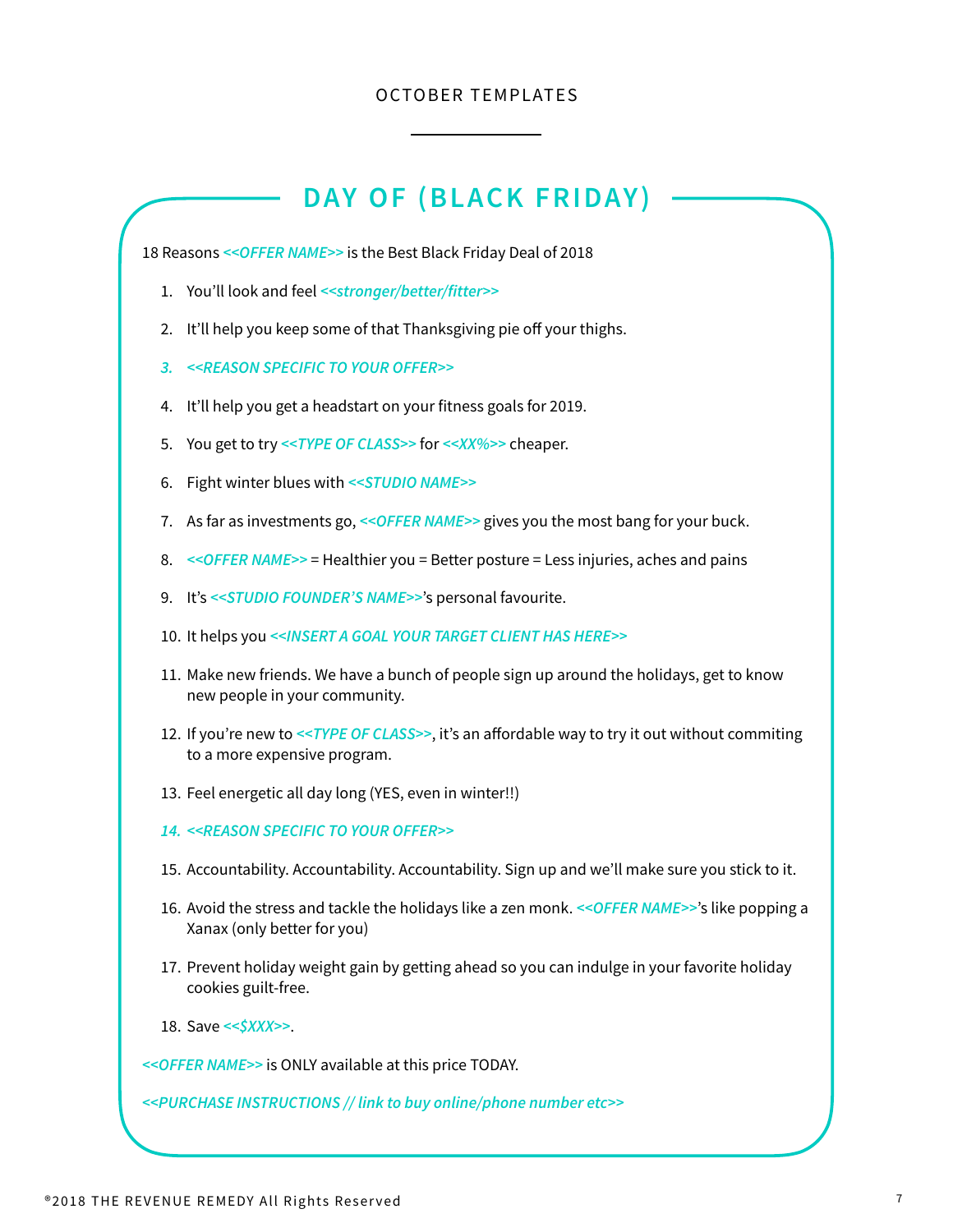OCTOBER TEMPLATES

## DAY OF (BLACK FRIDAY)

18 Reasons *<<OFFER NAME>>* is the Best Black Friday Deal of 2018

1. You'll look and feel *<<stronger/better/fitter>>*
2. It'll help you keep some of that Thanksgiving pie off your thighs.
3. *<<REASON SPECIFIC TO YOUR OFFER>>*
4. It'll help you get a headstart on your fitness goals for 2019.
5. You get to try *<<TYPE OF CLASS>>* for *<<XX%>>* cheaper.
6. Fight winter blues with *<<STUDIO NAME>>*
7. As far as investments go, *<<OFFER NAME>>* gives you the most bang for your buck.
8. *<<OFFER NAME>>* = Healthier you = Better posture = Less injuries, aches and pains
9. It's *<<STUDIO FOUNDER'S NAME>>*'s personal favourite.
10. It helps you *<<INSERT A GOAL YOUR TARGET CLIENT HAS HERE>>*
11. Make new friends. We have a bunch of people sign up around the holidays, get to know new people in your community.
12. If you're new to *<<TYPE OF CLASS>>*, it's an affordable way to try it out without commiting to a more expensive program.
13. Feel energetic all day long (YES, even in winter!!)
14. *<<REASON SPECIFIC TO YOUR OFFER>>*
15. Accountability. Accountability. Accountability. Sign up and we'll make sure you stick to it.
16. Avoid the stress and tackle the holidays like a zen monk. *<<OFFER NAME>>*'s like popping a Xanax (only better for you)
17. Prevent holiday weight gain by getting ahead so you can indulge in your favorite holiday cookies guilt-free.
18. Save *<<$XXX>>*.

*<<OFFER NAME>>* is ONLY available at this price TODAY.

*<<PURCHASE INSTRUCTIONS // link to buy online/phone number etc>>*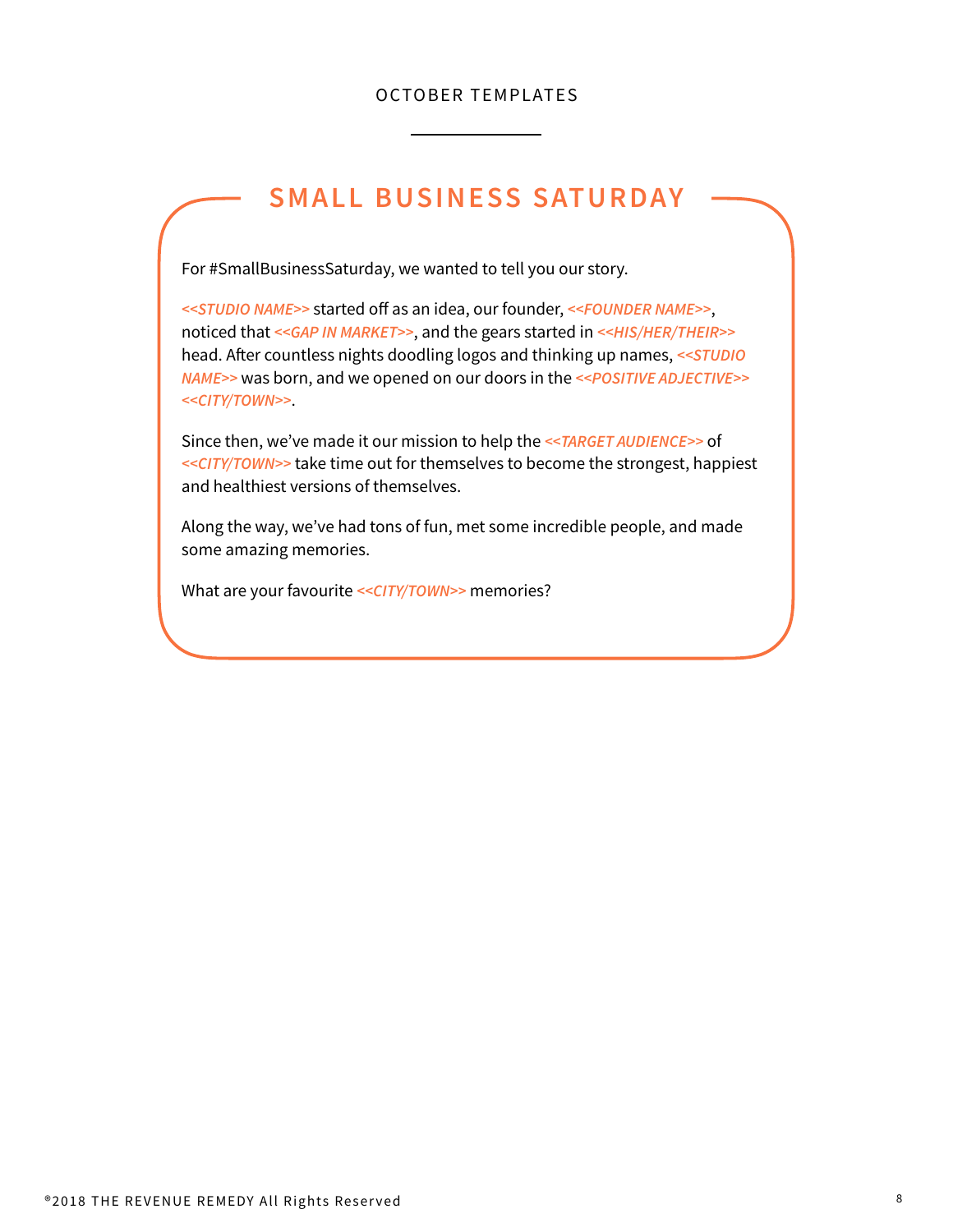OCTOBER TEMPLATES

## SMALL BUSINESS SATURDAY

For #SmallBusinessSaturday, we wanted to tell you our story.

*<<STUDIO NAME>>* started off as an idea, our founder, *<<FOUNDER NAME>>*, noticed that *<<GAP IN MARKET>>*, and the gears started in *<<HIS/HER/THEIR>>* head. After countless nights doodling logos and thinking up names, *<<STUDIO NAME>>* was born, and we opened on our doors in the *<<POSITIVE ADJECTIVE>>* *<<CITY/TOWN>>*.

Since then, we've made it our mission to help the *<<TARGET AUDIENCE>>* of *<<CITY/TOWN>>* take time out for themselves to become the strongest, happiest and healthiest versions of themselves.

Along the way, we've had tons of fun, met some incredible people, and made some amazing memories.

What are your favourite *<<CITY/TOWN>>* memories?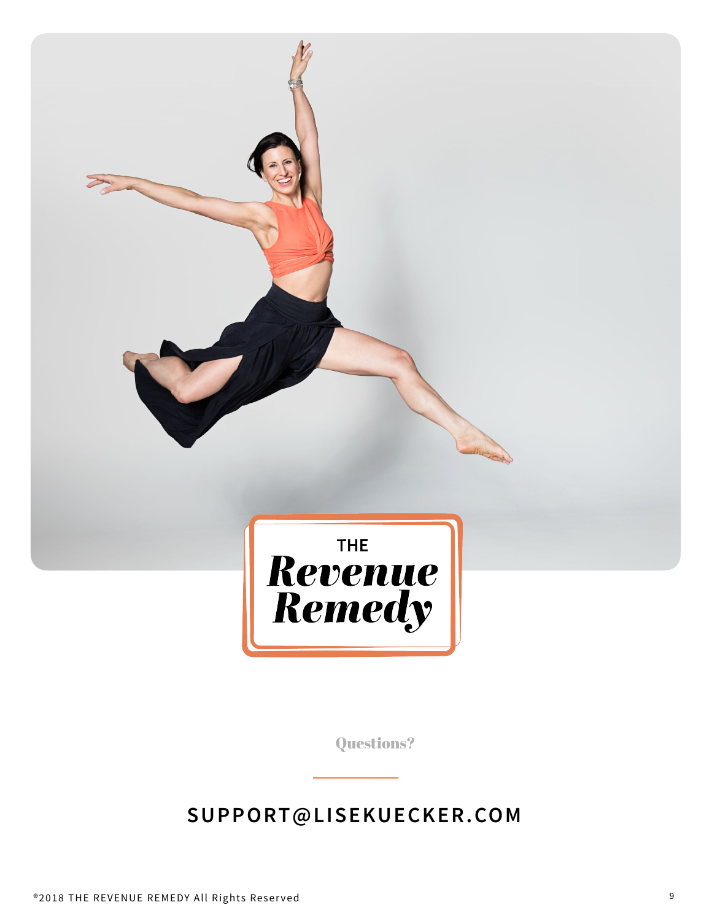THE
**Revenue Remedy**

Questions?

**SUPPORT@LISEKUECKER.COM**

®2018 THE REVENUE REMEDY All Rights Reserved